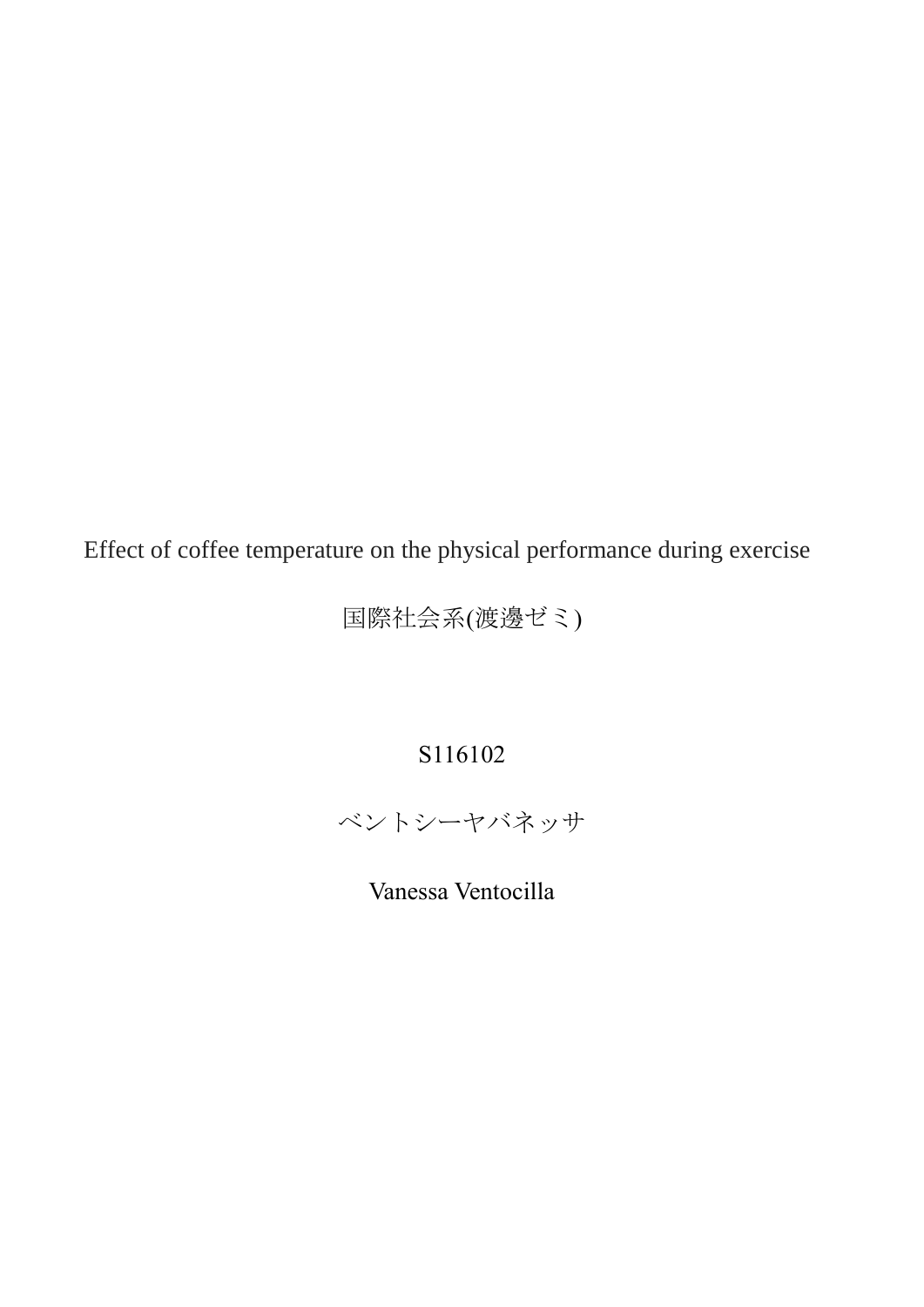# Effect of coffee temperature on the physical performance during exercise

国際社会系(渡邊ゼミ)

S116102

ベントシーヤバネッサ

Vanessa Ventocilla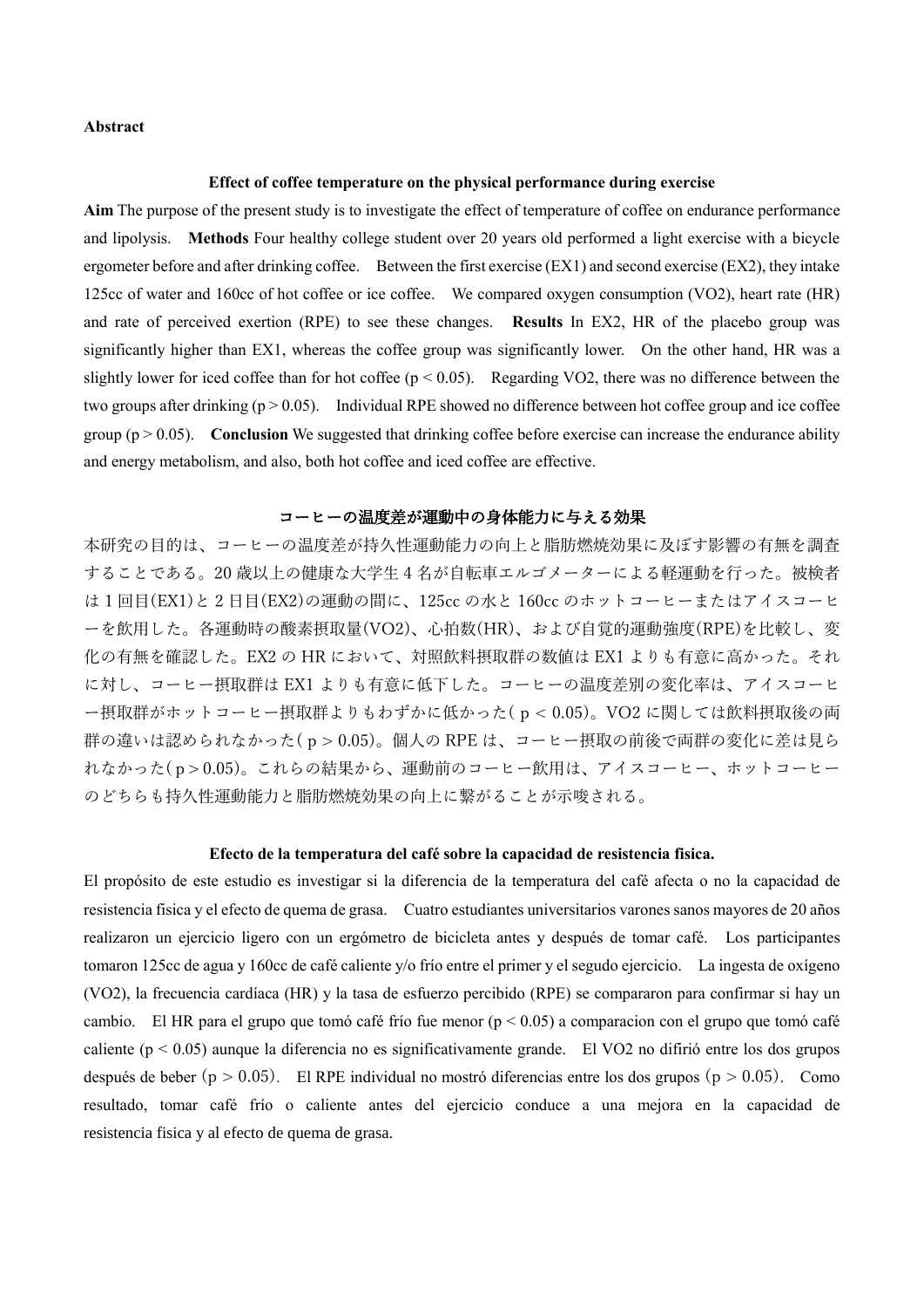**Abstract**

**Effect of coffee temperature on the physical performance during exercise**

**Aim** The purpose of the present study is to investigate the effect of temperature of coffee on endurance performance and lipolysis. **Methods** Four healthy college student over 20 years old performed a light exercise with a bicycle ergometer before and after drinking coffee. Between the first exercise (EX1) and second exercise (EX2), they intake 125cc of water and 160cc of hot coffee or ice coffee. We compared oxygen consumption (VO2), heart rate (HR) and rate of perceived exertion (RPE) to see these changes. **Results** In EX2, HR of the placebo group was significantly higher than EX1, whereas the coffee group was significantly lower. On the other hand, HR was a slightly lower for iced coffee than for hot coffee ($p < 0.05$). Regarding VO2, there was no difference between the two groups after drinking ($p > 0.05$). Individual RPE showed no difference between hot coffee group and ice coffee group ($p > 0.05$). **Conclusion** We suggested that drinking coffee before exercise can increase the endurance ability and energy metabolism, and also, both hot coffee and iced coffee are effective.

**コーヒーの温度差が運動中の身体能力に与える効果**

本研究の目的は、コーヒーの温度差が持久性運動能力の向上と脂肪燃焼効果に及ぼす影響の有無を調査することである。20 歳以上の健康な大学生 4 名が自転車エルゴメーターによる軽運動を行った。被検者は 1 回目(EX1)と 2 日目(EX2)の運動の間に、125cc の水と 160cc のホットコーヒーまたはアイスコーヒーを飲用した。各運動時の酸素摂取量(VO2)、心拍数(HR)、および自覚的運動強度(RPE)を比較し、変化の有無を確認した。EX2 の HR において、対照飲料摂取群の数値は EX1 よりも有意に高かった。それに対し、コーヒー摂取群は EX1 よりも有意に低下した。コーヒーの温度差別の変化率は、アイスコーヒー摂取群がホットコーヒー摂取群よりもわずかに低かった($p < 0.05$)。VO2 に関しては飲料摂取後の両群の違いは認められなかった($p > 0.05$)。個人の RPE は、コーヒー摂取の前後で両群の変化に差は見られなかった($p > 0.05$)。これらの結果から、運動前のコーヒー飲用は、アイスコーヒー、ホットコーヒーのどちらも持久性運動能力と脂肪燃焼効果の向上に繋がることが示唆される。

**Efecto de la temperatura del café sobre la capacidad de resistencia fisica.**

El propósito de este estudio es investigar si la diferencia de la temperatura del café afecta o no la capacidad de resistencia fisica y el efecto de quema de grasa. Cuatro estudiantes universitarios varones sanos mayores de 20 años realizaron un ejercicio ligero con un ergómetro de bicicleta antes y después de tomar café. Los participantes tomaron 125cc de agua y 160cc de café caliente y/o frío entre el primer y el segudo ejercicio. La ingesta de oxígeno (VO2), la frecuencia cardíaca (HR) y la tasa de esfuerzo percibido (RPE) se compararon para confirmar si hay un cambio. El HR para el grupo que tomó café frío fue menor ($p < 0.05$) a comparacion con el grupo que tomó café caliente ($p < 0.05$) aunque la diferencia no es significativamente grande. El VO2 no difirió entre los dos grupos después de beber ($p > 0.05$). El RPE individual no mostró diferencias entre los dos grupos ($p > 0.05$). Como resultado, tomar café frío o caliente antes del ejercicio conduce a una mejora en la capacidad de resistencia fisica y al efecto de quema de grasa.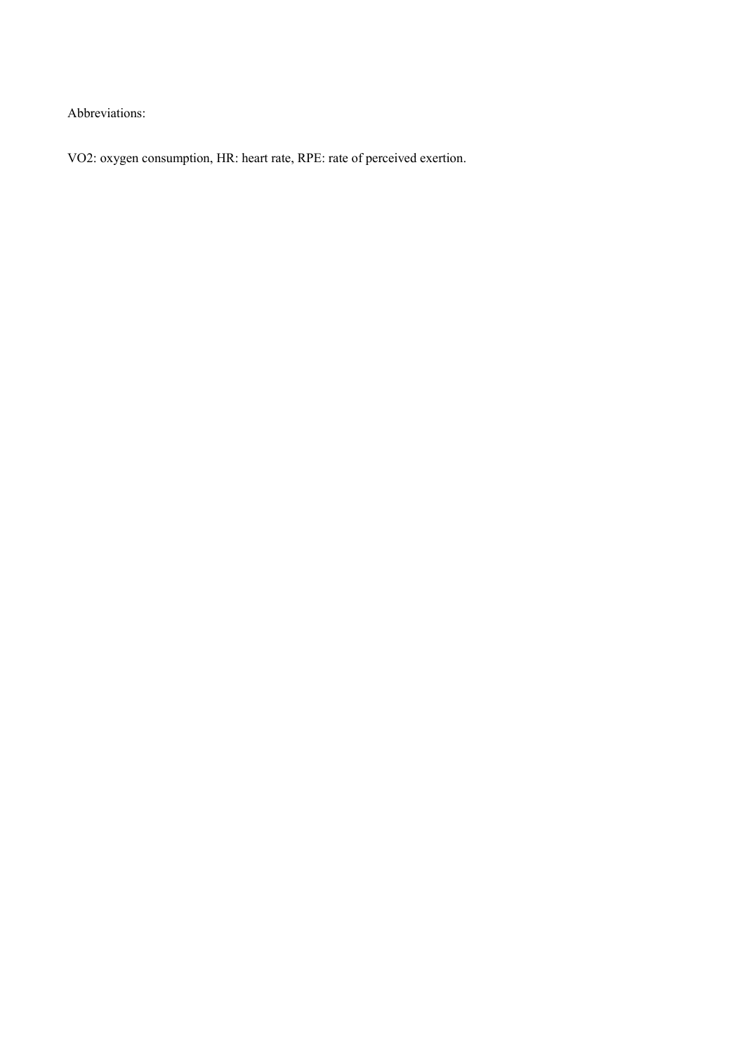Abbreviations:

VO2: oxygen consumption, HR: heart rate, RPE: rate of perceived exertion.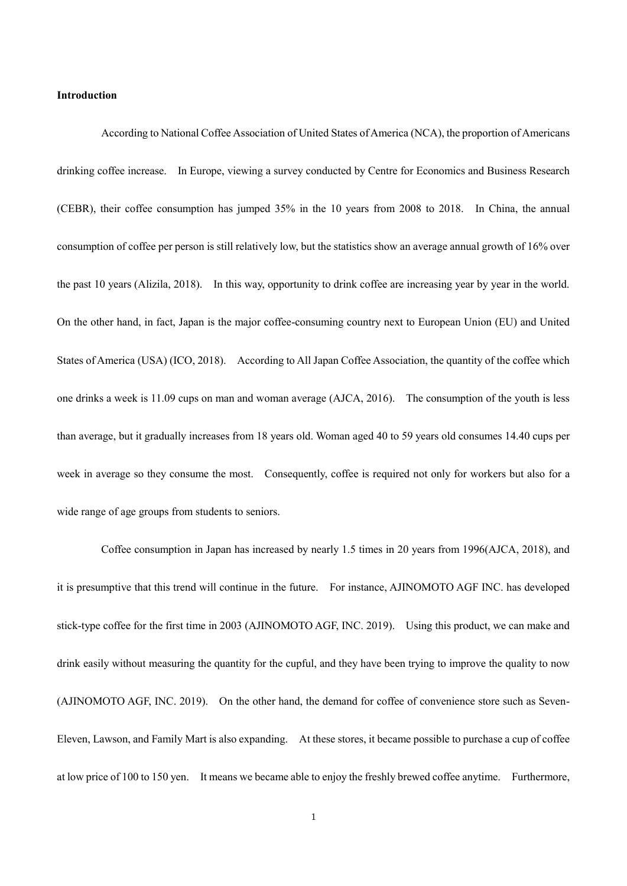**Introduction**

According to National Coffee Association of United States of America (NCA), the proportion of Americans drinking coffee increase. In Europe, viewing a survey conducted by Centre for Economics and Business Research (CEBR), their coffee consumption has jumped 35% in the 10 years from 2008 to 2018. In China, the annual consumption of coffee per person is still relatively low, but the statistics show an average annual growth of 16% over the past 10 years (Alizila, 2018). In this way, opportunity to drink coffee are increasing year by year in the world. On the other hand, in fact, Japan is the major coffee-consuming country next to European Union (EU) and United States of America (USA) (ICO, 2018). According to All Japan Coffee Association, the quantity of the coffee which one drinks a week is 11.09 cups on man and woman average (AJCA, 2016). The consumption of the youth is less than average, but it gradually increases from 18 years old. Woman aged 40 to 59 years old consumes 14.40 cups per week in average so they consume the most. Consequently, coffee is required not only for workers but also for a wide range of age groups from students to seniors.

Coffee consumption in Japan has increased by nearly 1.5 times in 20 years from 1996(AJCA, 2018), and it is presumptive that this trend will continue in the future. For instance, AJINOMOTO AGF INC. has developed stick-type coffee for the first time in 2003 (AJINOMOTO AGF, INC. 2019). Using this product, we can make and drink easily without measuring the quantity for the cupful, and they have been trying to improve the quality to now (AJINOMOTO AGF, INC. 2019). On the other hand, the demand for coffee of convenience store such as Seven-Eleven, Lawson, and Family Mart is also expanding. At these stores, it became possible to purchase a cup of coffee at low price of 100 to 150 yen. It means we became able to enjoy the freshly brewed coffee anytime. Furthermore,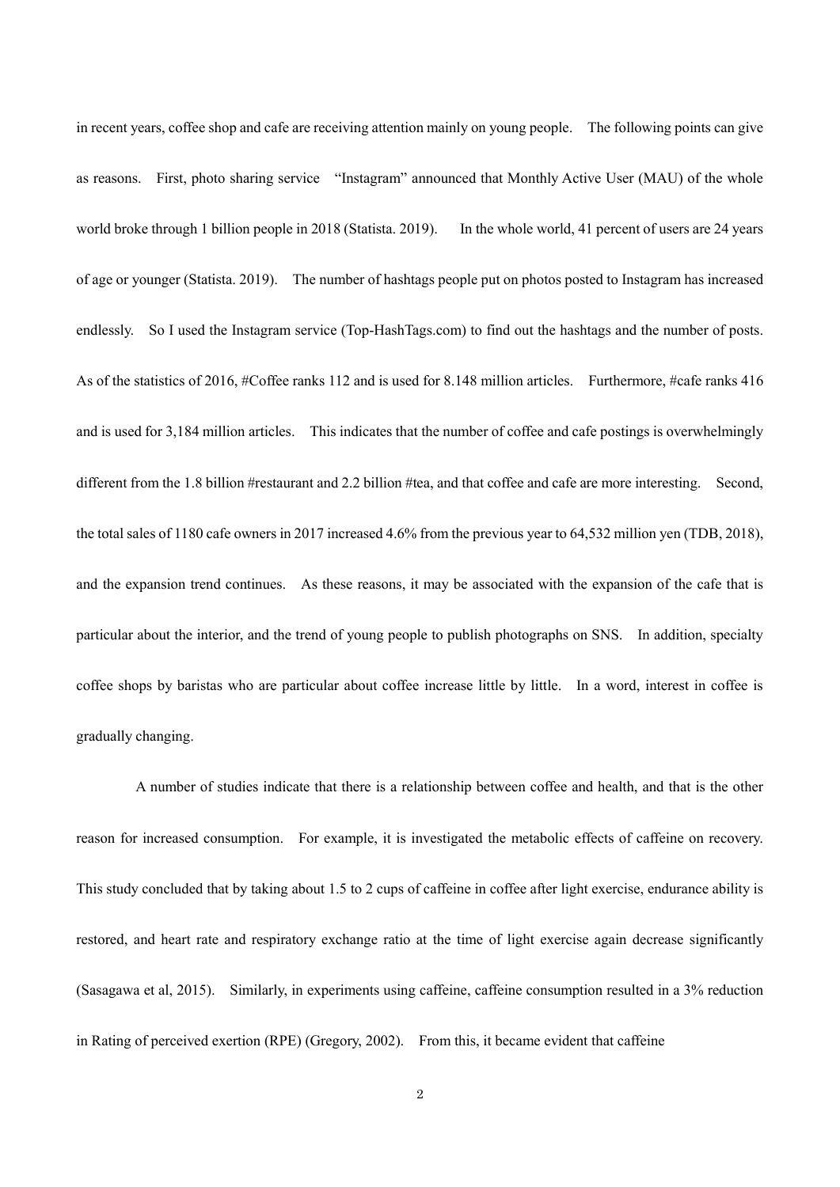in recent years, coffee shop and cafe are receiving attention mainly on young people. The following points can give as reasons. First, photo sharing service "Instagram" announced that Monthly Active User (MAU) of the whole world broke through 1 billion people in 2018 (Statista. 2019). In the whole world, 41 percent of users are 24 years of age or younger (Statista. 2019). The number of hashtags people put on photos posted to Instagram has increased endlessly. So I used the Instagram service (Top-HashTags.com) to find out the hashtags and the number of posts. As of the statistics of 2016, #Coffee ranks 112 and is used for 8.148 million articles. Furthermore, #cafe ranks 416 and is used for 3,184 million articles. This indicates that the number of coffee and cafe postings is overwhelmingly different from the 1.8 billion #restaurant and 2.2 billion #tea, and that coffee and cafe are more interesting. Second, the total sales of 1180 cafe owners in 2017 increased 4.6% from the previous year to 64,532 million yen (TDB, 2018), and the expansion trend continues. As these reasons, it may be associated with the expansion of the cafe that is particular about the interior, and the trend of young people to publish photographs on SNS. In addition, specialty coffee shops by baristas who are particular about coffee increase little by little. In a word, interest in coffee is gradually changing.

A number of studies indicate that there is a relationship between coffee and health, and that is the other reason for increased consumption. For example, it is investigated the metabolic effects of caffeine on recovery. This study concluded that by taking about 1.5 to 2 cups of caffeine in coffee after light exercise, endurance ability is restored, and heart rate and respiratory exchange ratio at the time of light exercise again decrease significantly (Sasagawa et al, 2015). Similarly, in experiments using caffeine, caffeine consumption resulted in a 3% reduction in Rating of perceived exertion (RPE) (Gregory, 2002). From this, it became evident that caffeine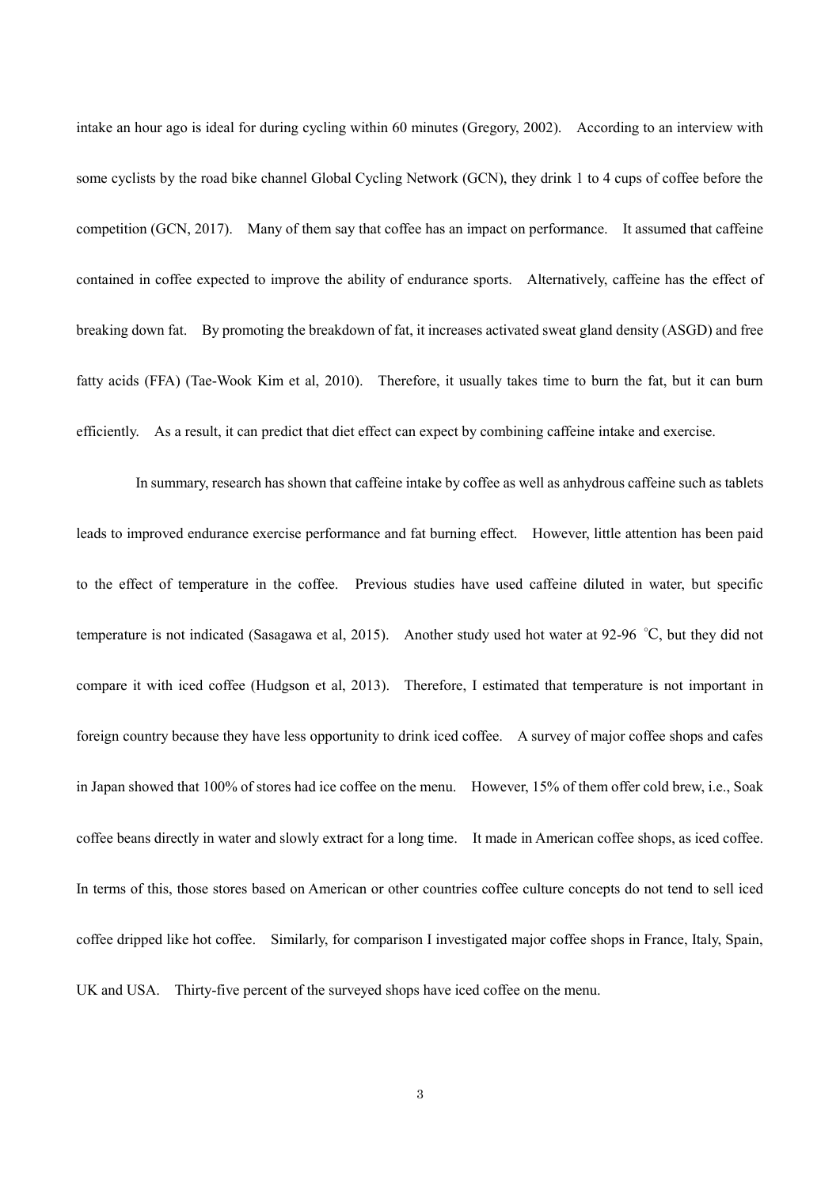intake an hour ago is ideal for during cycling within 60 minutes (Gregory, 2002). According to an interview with some cyclists by the road bike channel Global Cycling Network (GCN), they drink 1 to 4 cups of coffee before the competition (GCN, 2017). Many of them say that coffee has an impact on performance. It assumed that caffeine contained in coffee expected to improve the ability of endurance sports. Alternatively, caffeine has the effect of breaking down fat. By promoting the breakdown of fat, it increases activated sweat gland density (ASGD) and free fatty acids (FFA) (Tae-Wook Kim et al, 2010). Therefore, it usually takes time to burn the fat, but it can burn efficiently. As a result, it can predict that diet effect can expect by combining caffeine intake and exercise.

In summary, research has shown that caffeine intake by coffee as well as anhydrous caffeine such as tablets leads to improved endurance exercise performance and fat burning effect. However, little attention has been paid to the effect of temperature in the coffee. Previous studies have used caffeine diluted in water, but specific temperature is not indicated (Sasagawa et al, 2015). Another study used hot water at 92-96 ℃, but they did not compare it with iced coffee (Hudgson et al, 2013). Therefore, I estimated that temperature is not important in foreign country because they have less opportunity to drink iced coffee. A survey of major coffee shops and cafes in Japan showed that 100% of stores had ice coffee on the menu. However, 15% of them offer cold brew, i.e., Soak coffee beans directly in water and slowly extract for a long time. It made in American coffee shops, as iced coffee. In terms of this, those stores based on American or other countries coffee culture concepts do not tend to sell iced coffee dripped like hot coffee. Similarly, for comparison I investigated major coffee shops in France, Italy, Spain, UK and USA. Thirty-five percent of the surveyed shops have iced coffee on the menu.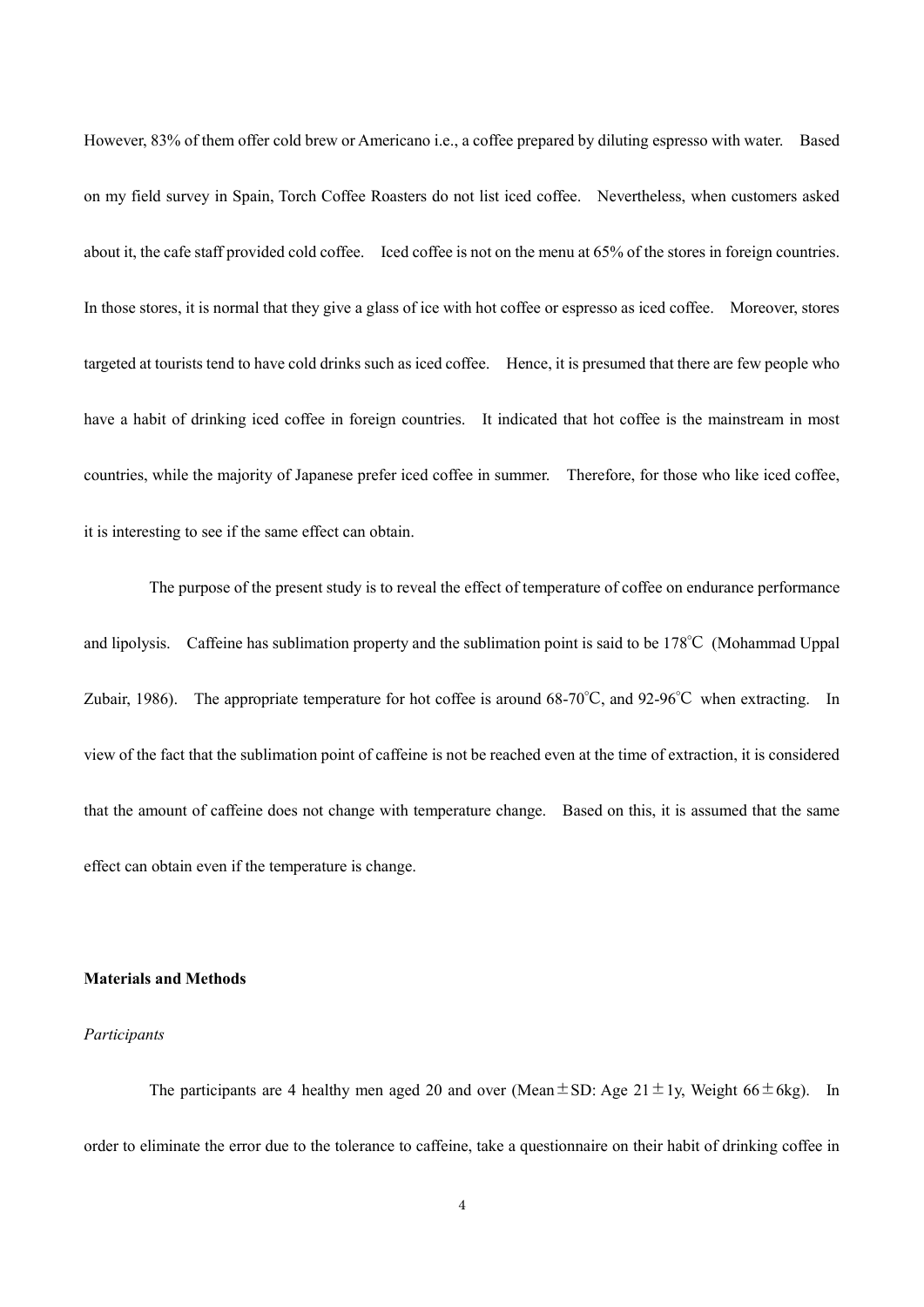However, 83% of them offer cold brew or Americano i.e., a coffee prepared by diluting espresso with water. Based on my field survey in Spain, Torch Coffee Roasters do not list iced coffee. Nevertheless, when customers asked about it, the cafe staff provided cold coffee. Iced coffee is not on the menu at 65% of the stores in foreign countries. In those stores, it is normal that they give a glass of ice with hot coffee or espresso as iced coffee. Moreover, stores targeted at tourists tend to have cold drinks such as iced coffee. Hence, it is presumed that there are few people who have a habit of drinking iced coffee in foreign countries. It indicated that hot coffee is the mainstream in most countries, while the majority of Japanese prefer iced coffee in summer. Therefore, for those who like iced coffee, it is interesting to see if the same effect can obtain.

The purpose of the present study is to reveal the effect of temperature of coffee on endurance performance and lipolysis. Caffeine has sublimation property and the sublimation point is said to be 178℃ (Mohammad Uppal Zubair, 1986). The appropriate temperature for hot coffee is around 68-70℃, and 92-96℃ when extracting. In view of the fact that the sublimation point of caffeine is not be reached even at the time of extraction, it is considered that the amount of caffeine does not change with temperature change. Based on this, it is assumed that the same effect can obtain even if the temperature is change.

**Materials and Methods**

*Participants*

The participants are 4 healthy men aged 20 and over (Mean ± SD: Age 21 ± 1y, Weight 66 ± 6kg). In order to eliminate the error due to the tolerance to caffeine, take a questionnaire on their habit of drinking coffee in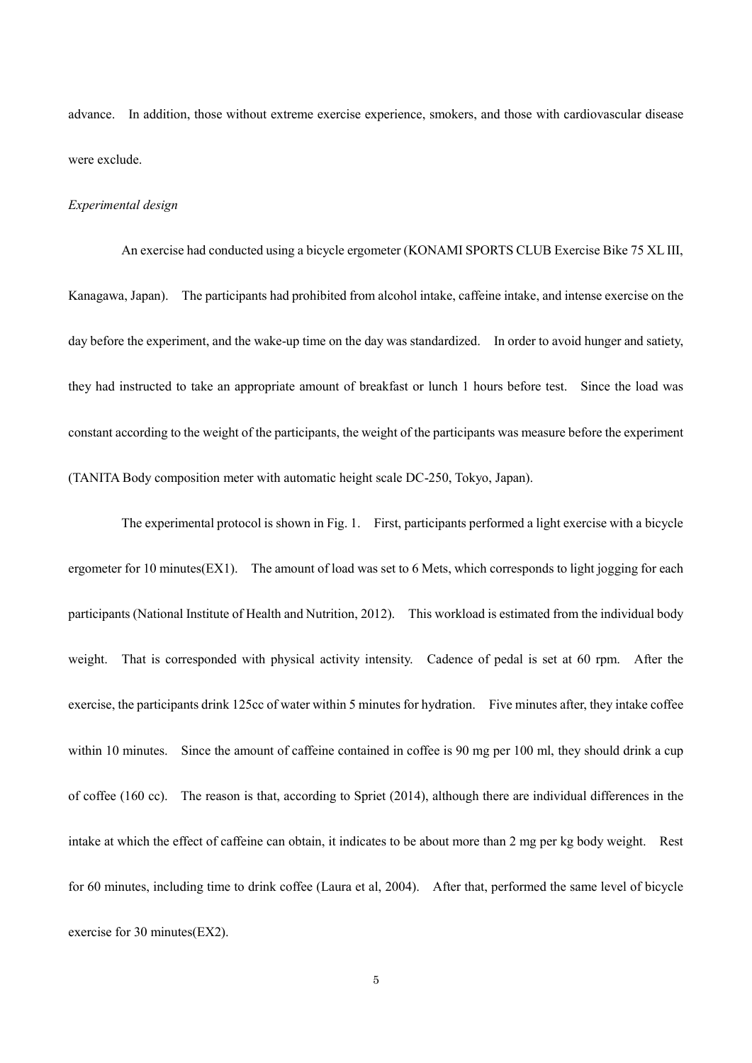advance. In addition, those without extreme exercise experience, smokers, and those with cardiovascular disease were exclude.

*Experimental design*

An exercise had conducted using a bicycle ergometer (KONAMI SPORTS CLUB Exercise Bike 75 XL III, Kanagawa, Japan). The participants had prohibited from alcohol intake, caffeine intake, and intense exercise on the day before the experiment, and the wake-up time on the day was standardized. In order to avoid hunger and satiety, they had instructed to take an appropriate amount of breakfast or lunch 1 hours before test. Since the load was constant according to the weight of the participants, the weight of the participants was measure before the experiment (TANITA Body composition meter with automatic height scale DC-250, Tokyo, Japan).

The experimental protocol is shown in Fig. 1. First, participants performed a light exercise with a bicycle ergometer for 10 minutes(EX1). The amount of load was set to 6 Mets, which corresponds to light jogging for each participants (National Institute of Health and Nutrition, 2012). This workload is estimated from the individual body weight. That is corresponded with physical activity intensity. Cadence of pedal is set at 60 rpm. After the exercise, the participants drink 125cc of water within 5 minutes for hydration. Five minutes after, they intake coffee within 10 minutes. Since the amount of caffeine contained in coffee is 90 mg per 100 ml, they should drink a cup of coffee (160 cc). The reason is that, according to Spriet (2014), although there are individual differences in the intake at which the effect of caffeine can obtain, it indicates to be about more than 2 mg per kg body weight. Rest for 60 minutes, including time to drink coffee (Laura et al, 2004). After that, performed the same level of bicycle exercise for 30 minutes(EX2).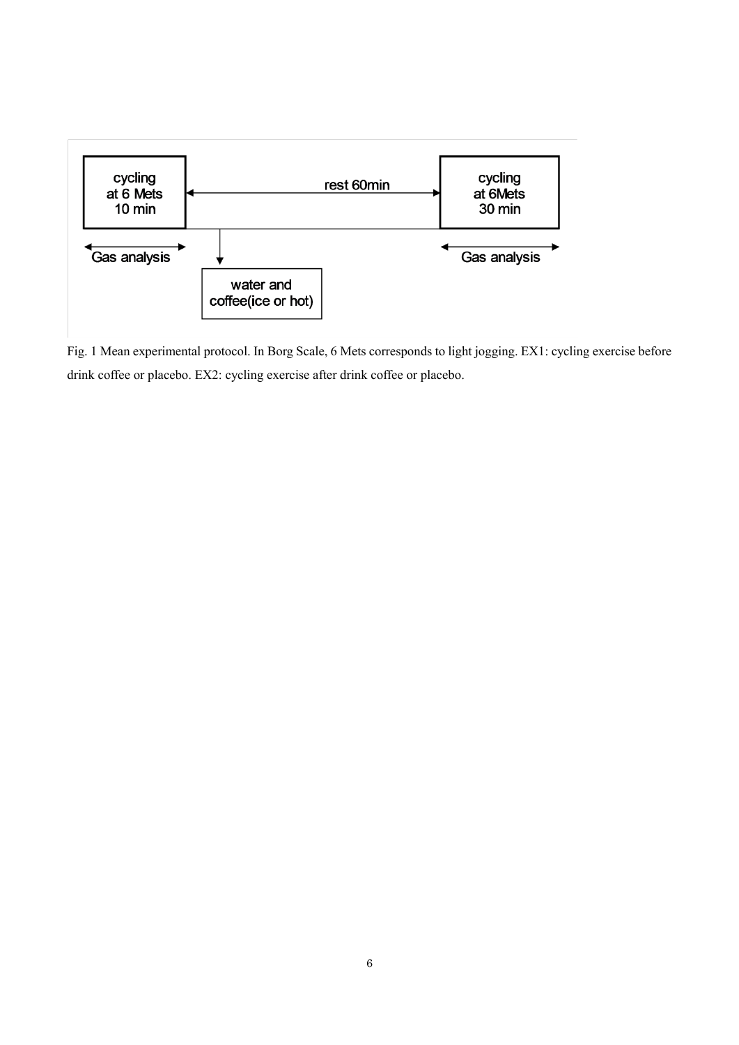Fig. 1 Mean experimental protocol. In Borg Scale, 6 Mets corresponds to light jogging. EX1: cycling exercise before drink coffee or placebo. EX2: cycling exercise after drink coffee or placebo.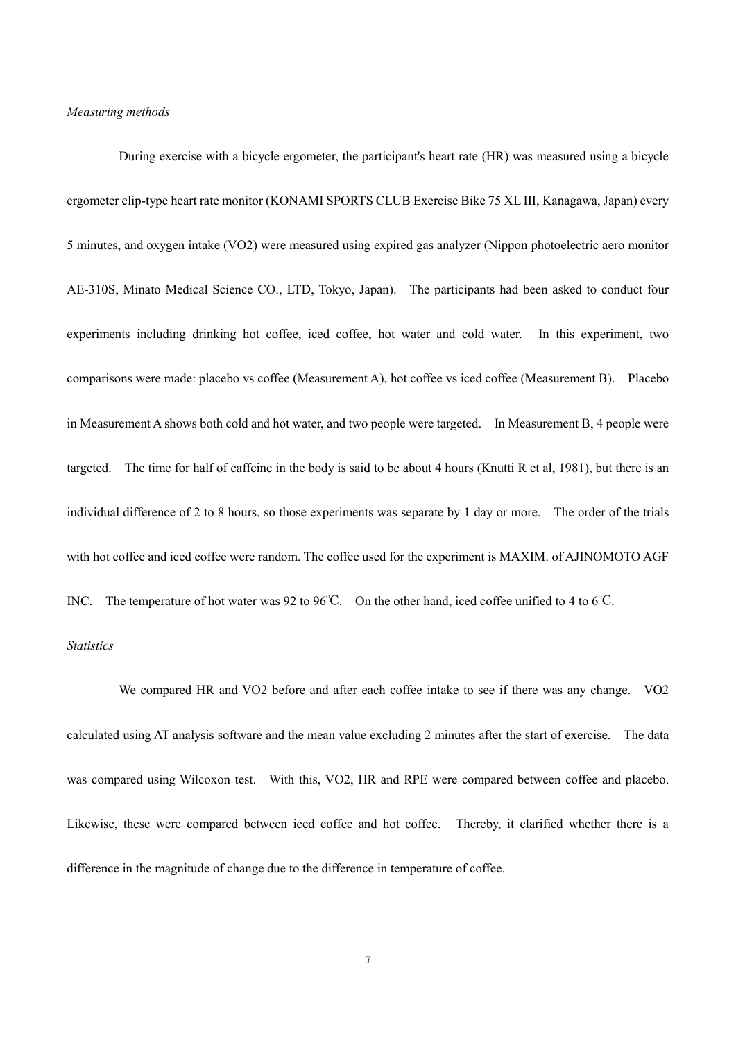*Measuring methods*

During exercise with a bicycle ergometer, the participant's heart rate (HR) was measured using a bicycle ergometer clip-type heart rate monitor (KONAMI SPORTS CLUB Exercise Bike 75 XL III, Kanagawa, Japan) every 5 minutes, and oxygen intake (VO2) were measured using expired gas analyzer (Nippon photoelectric aero monitor AE-310S, Minato Medical Science CO., LTD, Tokyo, Japan). The participants had been asked to conduct four experiments including drinking hot coffee, iced coffee, hot water and cold water. In this experiment, two comparisons were made: placebo vs coffee (Measurement A), hot coffee vs iced coffee (Measurement B). Placebo in Measurement A shows both cold and hot water, and two people were targeted. In Measurement B, 4 people were targeted. The time for half of caffeine in the body is said to be about 4 hours (Knutti R et al, 1981), but there is an individual difference of 2 to 8 hours, so those experiments was separate by 1 day or more. The order of the trials with hot coffee and iced coffee were random. The coffee used for the experiment is MAXIM. of AJINOMOTO AGF INC. The temperature of hot water was 92 to 96℃. On the other hand, iced coffee unified to 4 to 6℃.

*Statistics*

We compared HR and VO2 before and after each coffee intake to see if there was any change. VO2 calculated using AT analysis software and the mean value excluding 2 minutes after the start of exercise. The data was compared using Wilcoxon test. With this, VO2, HR and RPE were compared between coffee and placebo. Likewise, these were compared between iced coffee and hot coffee. Thereby, it clarified whether there is a difference in the magnitude of change due to the difference in temperature of coffee.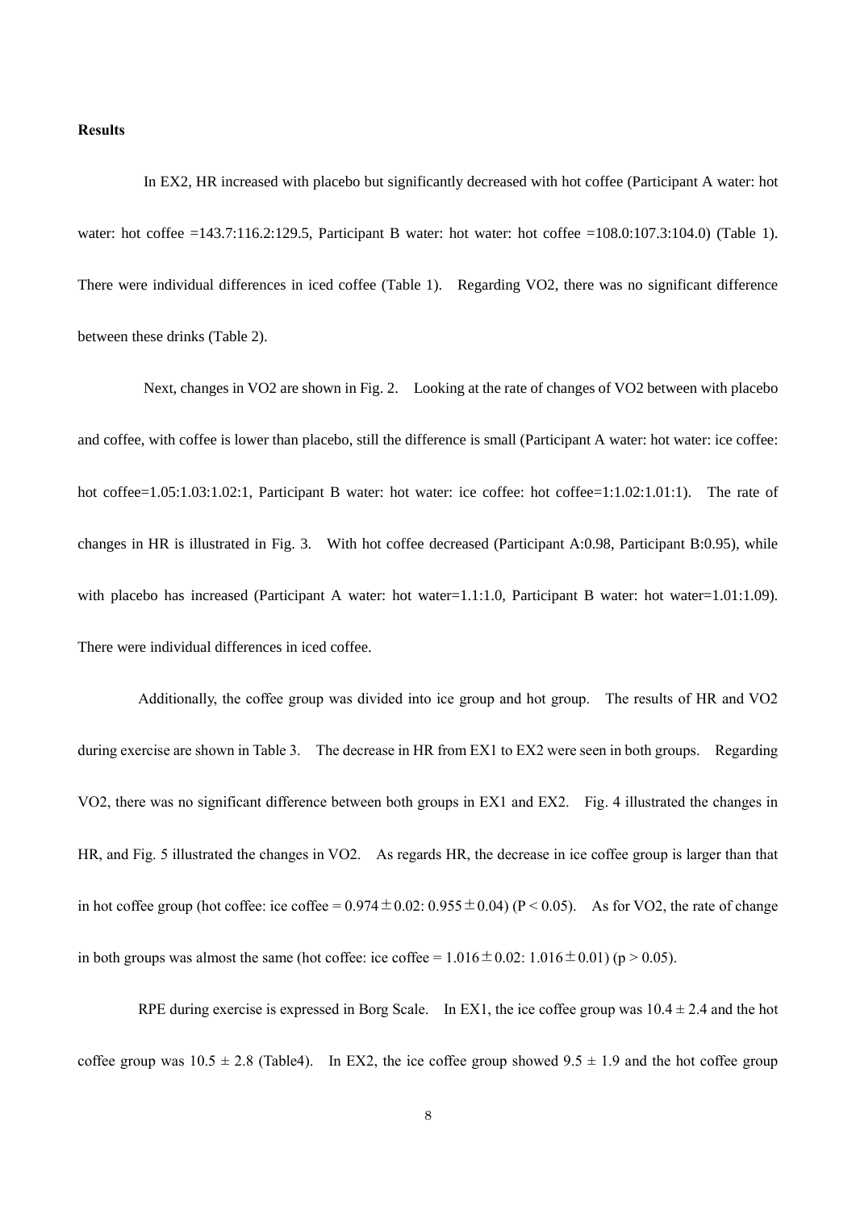**Results**

In EX2, HR increased with placebo but significantly decreased with hot coffee (Participant A water: hot water: hot coffee =143.7:116.2:129.5, Participant B water: hot water: hot coffee =108.0:107.3:104.0) (Table 1). There were individual differences in iced coffee (Table 1). Regarding VO2, there was no significant difference between these drinks (Table 2).

Next, changes in VO2 are shown in Fig. 2. Looking at the rate of changes of VO2 between with placebo and coffee, with coffee is lower than placebo, still the difference is small (Participant A water: hot water: ice coffee: hot coffee=1.05:1.03:1.02:1, Participant B water: hot water: ice coffee: hot coffee=1:1.02:1.01:1). The rate of changes in HR is illustrated in Fig. 3. With hot coffee decreased (Participant A:0.98, Participant B:0.95), while with placebo has increased (Participant A water: hot water=1.1:1.0, Participant B water: hot water=1.01:1.09). There were individual differences in iced coffee.

Additionally, the coffee group was divided into ice group and hot group. The results of HR and VO2 during exercise are shown in Table 3. The decrease in HR from EX1 to EX2 were seen in both groups. Regarding VO2, there was no significant difference between both groups in EX1 and EX2. Fig. 4 illustrated the changes in HR, and Fig. 5 illustrated the changes in VO2. As regards HR, the decrease in ice coffee group is larger than that in hot coffee group (hot coffee: ice coffee = $0.974 \pm 0.02$: $0.955 \pm 0.04$) ($P < 0.05$). As for VO2, the rate of change in both groups was almost the same (hot coffee: ice coffee = $1.016 \pm 0.02$: $1.016 \pm 0.01$) ($p > 0.05$).

RPE during exercise is expressed in Borg Scale. In EX1, the ice coffee group was $10.4 \pm 2.4$ and the hot coffee group was $10.5 \pm 2.8$ (Table4). In EX2, the ice coffee group showed $9.5 \pm 1.9$ and the hot coffee group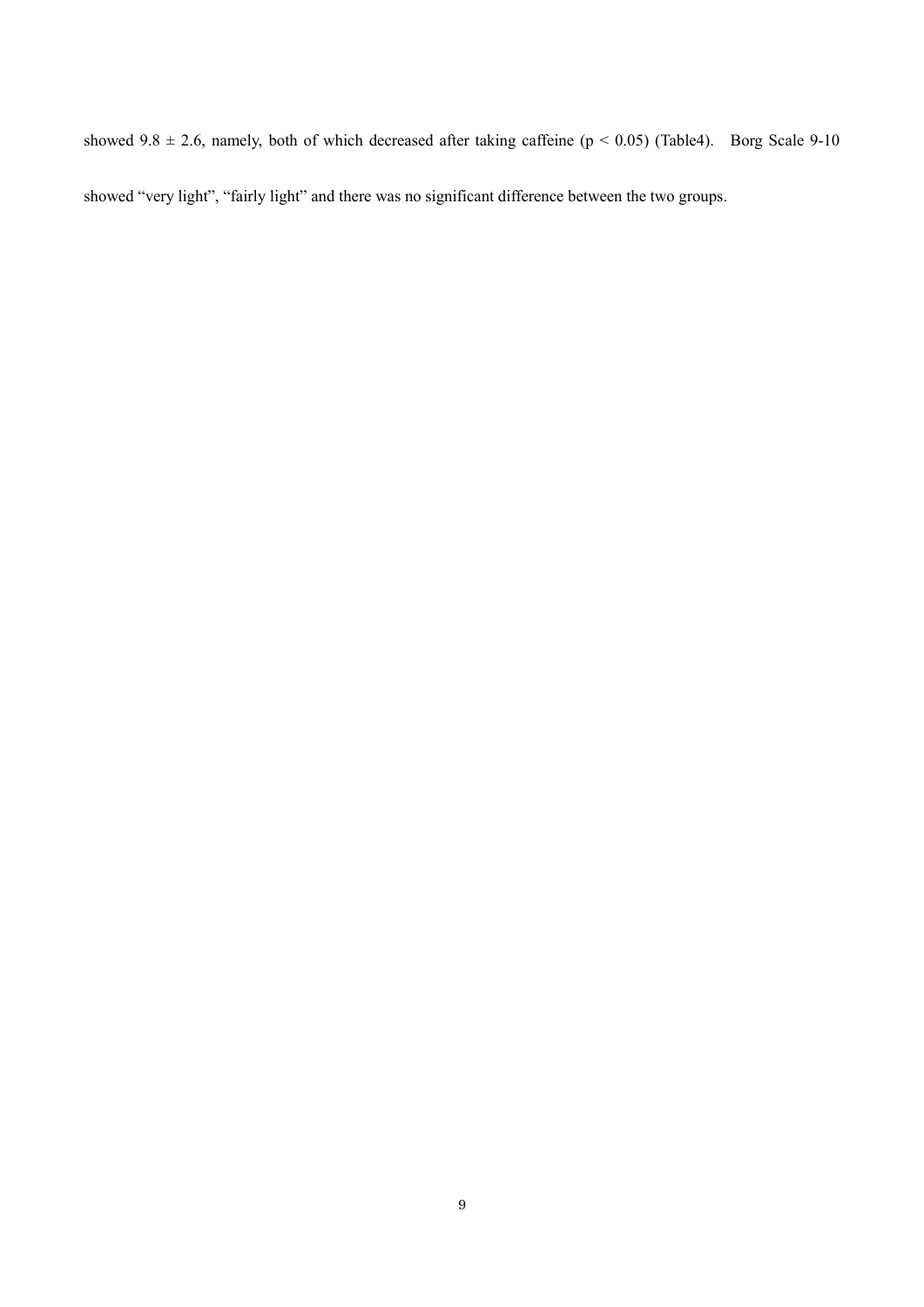showed $9.8 \pm 2.6$, namely, both of which decreased after taking caffeine ($p < 0.05$) (Table4). Borg Scale 9-10 showed "very light", "fairly light" and there was no significant difference between the two groups.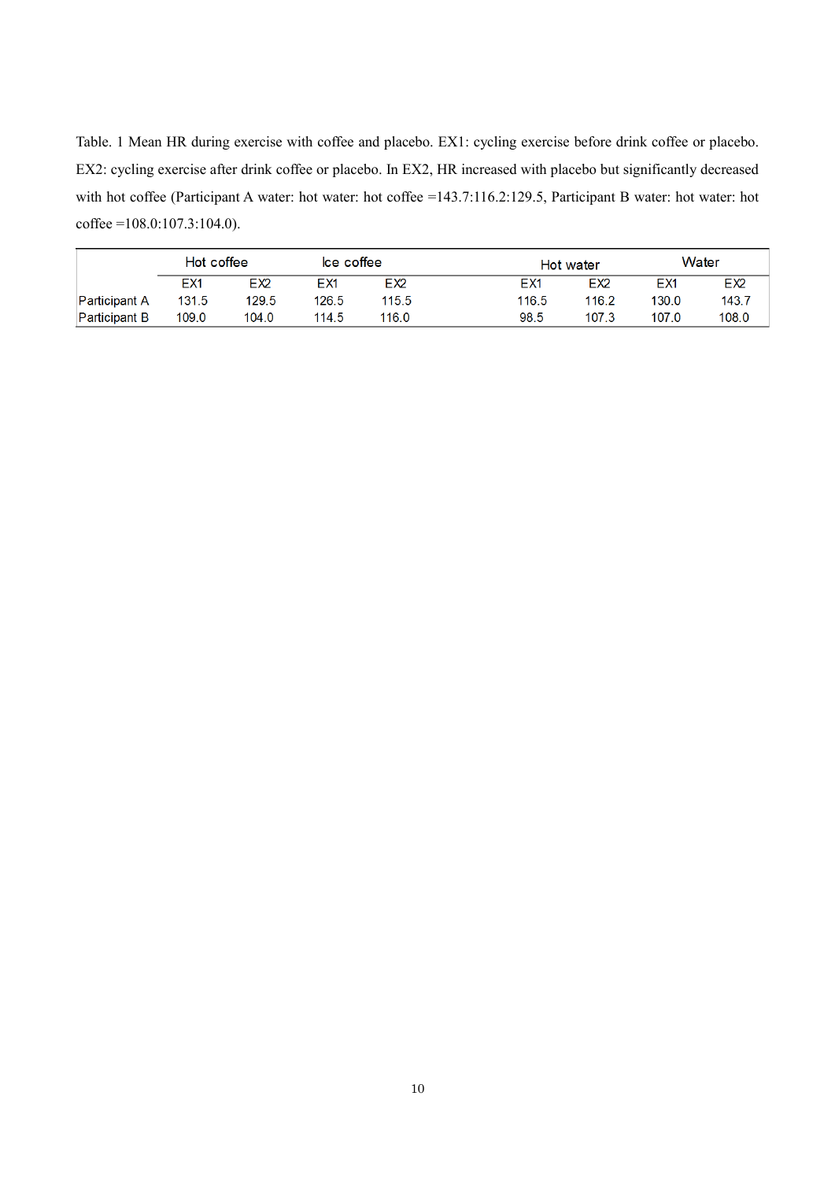Table. 1 Mean HR during exercise with coffee and placebo. EX1: cycling exercise before drink coffee or placebo. EX2: cycling exercise after drink coffee or placebo. In EX2, HR increased with placebo but significantly decreased with hot coffee (Participant A water: hot water: hot coffee =143.7:116.2:129.5, Participant B water: hot water: hot coffee =108.0:107.3:104.0).

| | Hot coffee | | Ice coffee | | Hot water | | Water | |
|---|---|---|---|---|---|---|---|---|
| | EX1 | EX2 | EX1 | EX2 | EX1 | EX2 | EX1 | EX2 |
| Participant A | 131.5 | 129.5 | 126.5 | 115.5 | 116.5 | 116.2 | 130.0 | 143.7 |
| Participant B | 109.0 | 104.0 | 114.5 | 116.0 | 98.5 | 107.3 | 107.0 | 108.0 |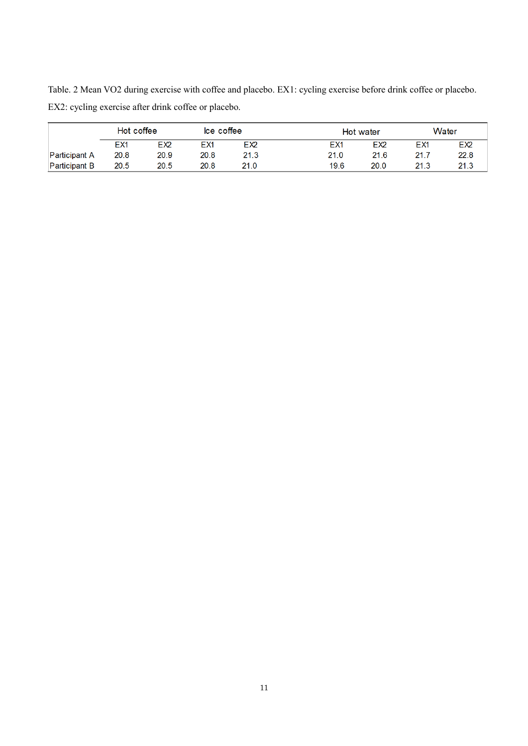Table. 2 Mean VO2 during exercise with coffee and placebo. EX1: cycling exercise before drink coffee or placebo. EX2: cycling exercise after drink coffee or placebo.

| | Hot coffee | | Ice coffee | | Hot water | | Water | |
|---|---|---|---|---|---|---|---|---|
| | EX1 | EX2 | EX1 | EX2 | EX1 | EX2 | EX1 | EX2 |
| Participant A | 20.8 | 20.9 | 20.8 | 21.3 | 21.0 | 21.6 | 21.7 | 22.8 |
| Participant B | 20.5 | 20.5 | 20.8 | 21.0 | 19.6 | 20.0 | 21.3 | 21.3 |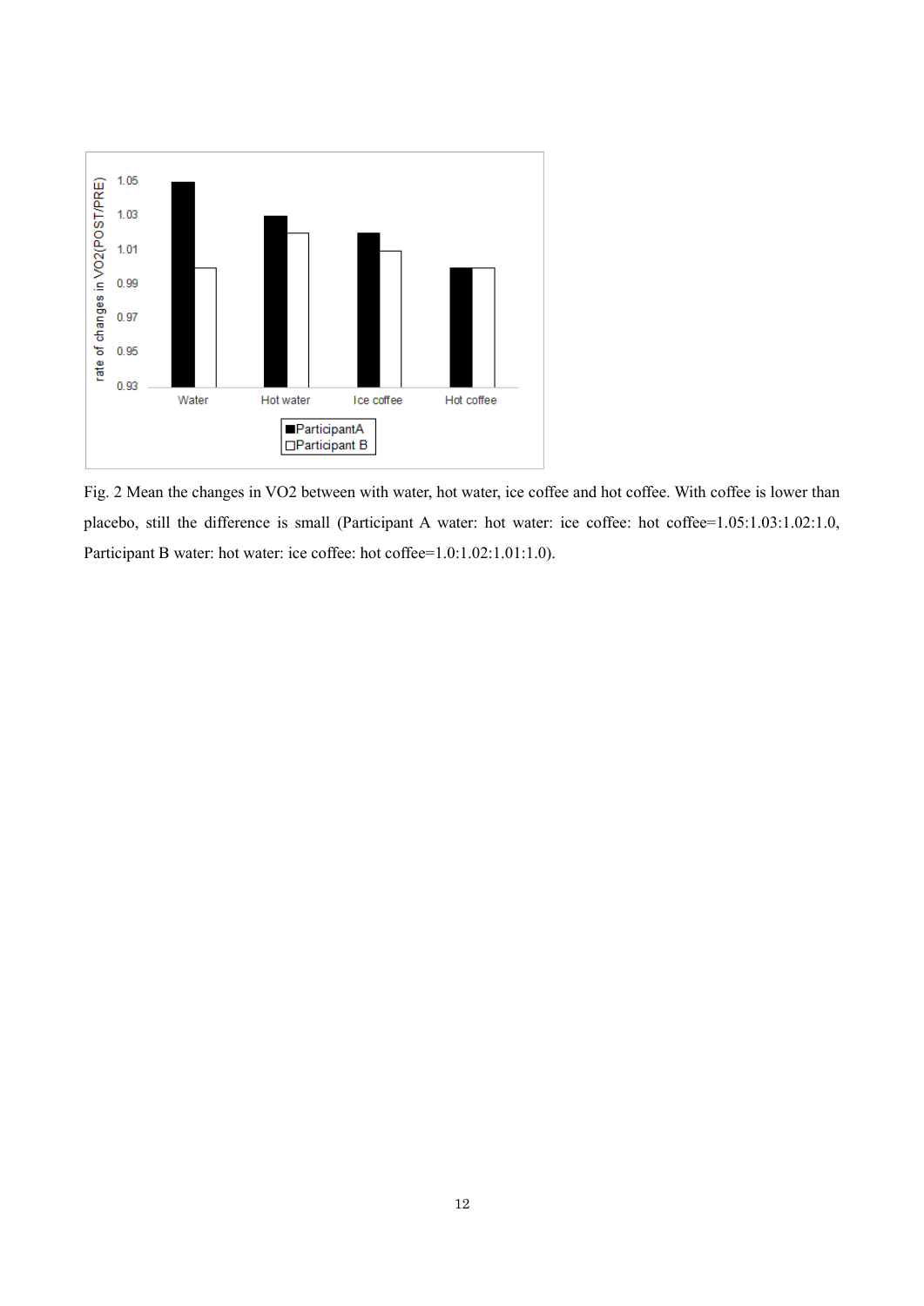Fig. 2 Mean the changes in VO2 between with water, hot water, ice coffee and hot coffee. With coffee is lower than placebo, still the difference is small (Participant A water: hot water: ice coffee: hot coffee=1.05:1.03:1.02:1.0, Participant B water: hot water: ice coffee: hot coffee=1.0:1.02:1.01:1.0).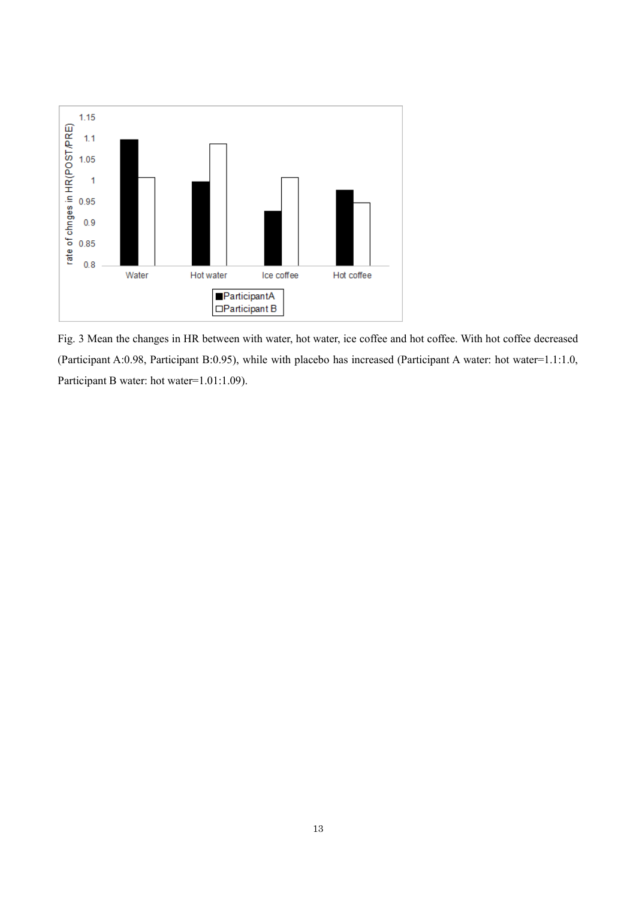Fig. 3 Mean the changes in HR between with water, hot water, ice coffee and hot coffee. With hot coffee decreased (Participant A:0.98, Participant B:0.95), while with placebo has increased (Participant A water: hot water=1.1:1.0, Participant B water: hot water=1.01:1.09).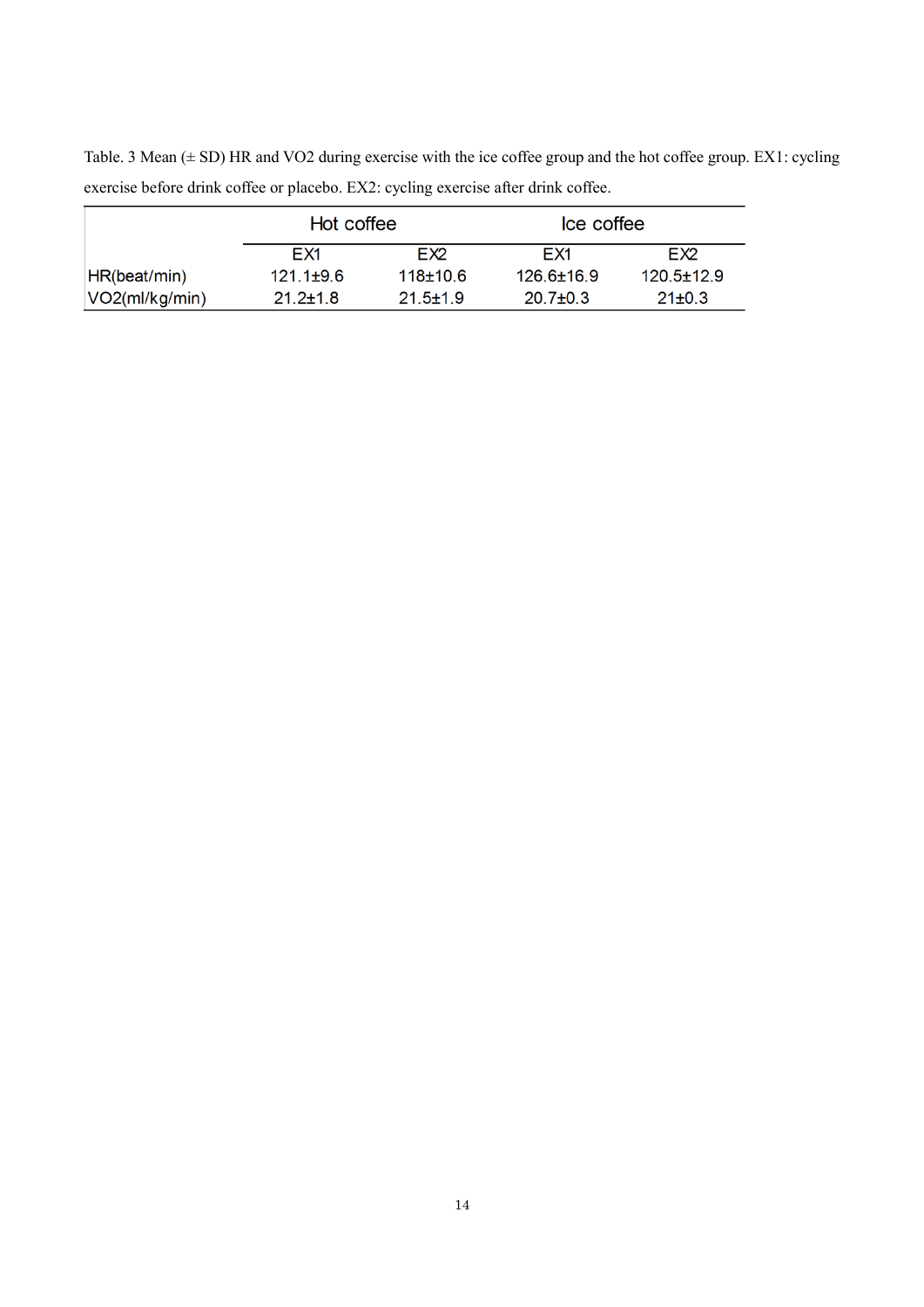Table. 3 Mean (± SD) HR and VO2 during exercise with the ice coffee group and the hot coffee group. EX1: cycling exercise before drink coffee or placebo. EX2: cycling exercise after drink coffee.

| | Hot coffee | | Ice coffee | |
|---|---|---|---|---|
| | EX1 | EX2 | EX1 | EX2 |
| HR(beat/min) | 121.1±9.6 | 118±10.6 | 126.6±16.9 | 120.5±12.9 |
| VO2(ml/kg/min) | 21.2±1.8 | 21.5±1.9 | 20.7±0.3 | 21±0.3 |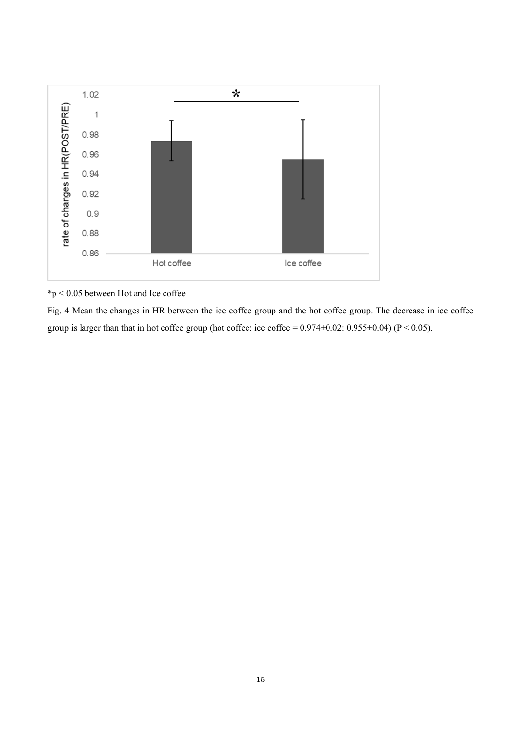*p < 0.05 between Hot and Ice coffee

Fig. 4 Mean the changes in HR between the ice coffee group and the hot coffee group. The decrease in ice coffee group is larger than that in hot coffee group (hot coffee: ice coffee = 0.974±0.02: 0.955±0.04) ($P < 0.05$).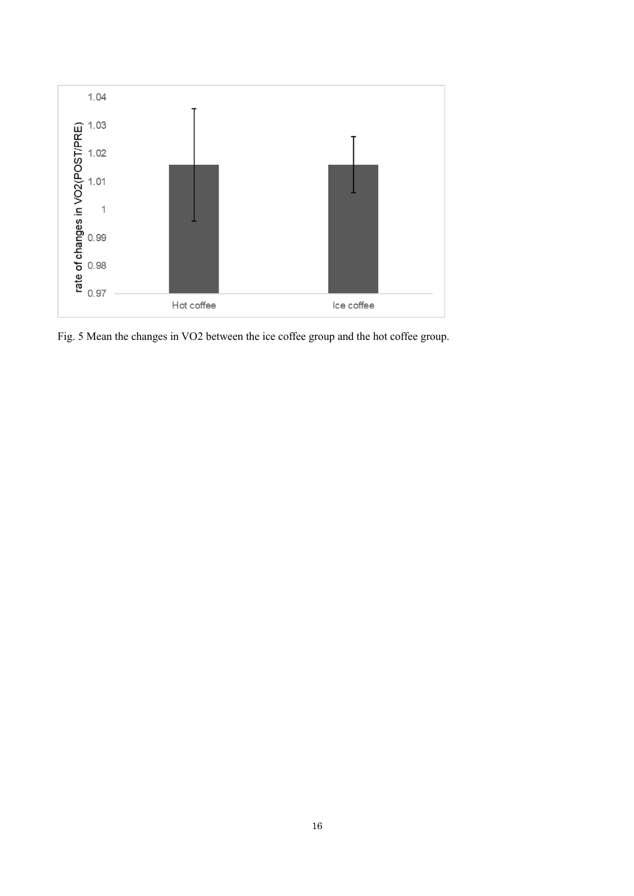Fig. 5 Mean the changes in VO2 between the ice coffee group and the hot coffee group.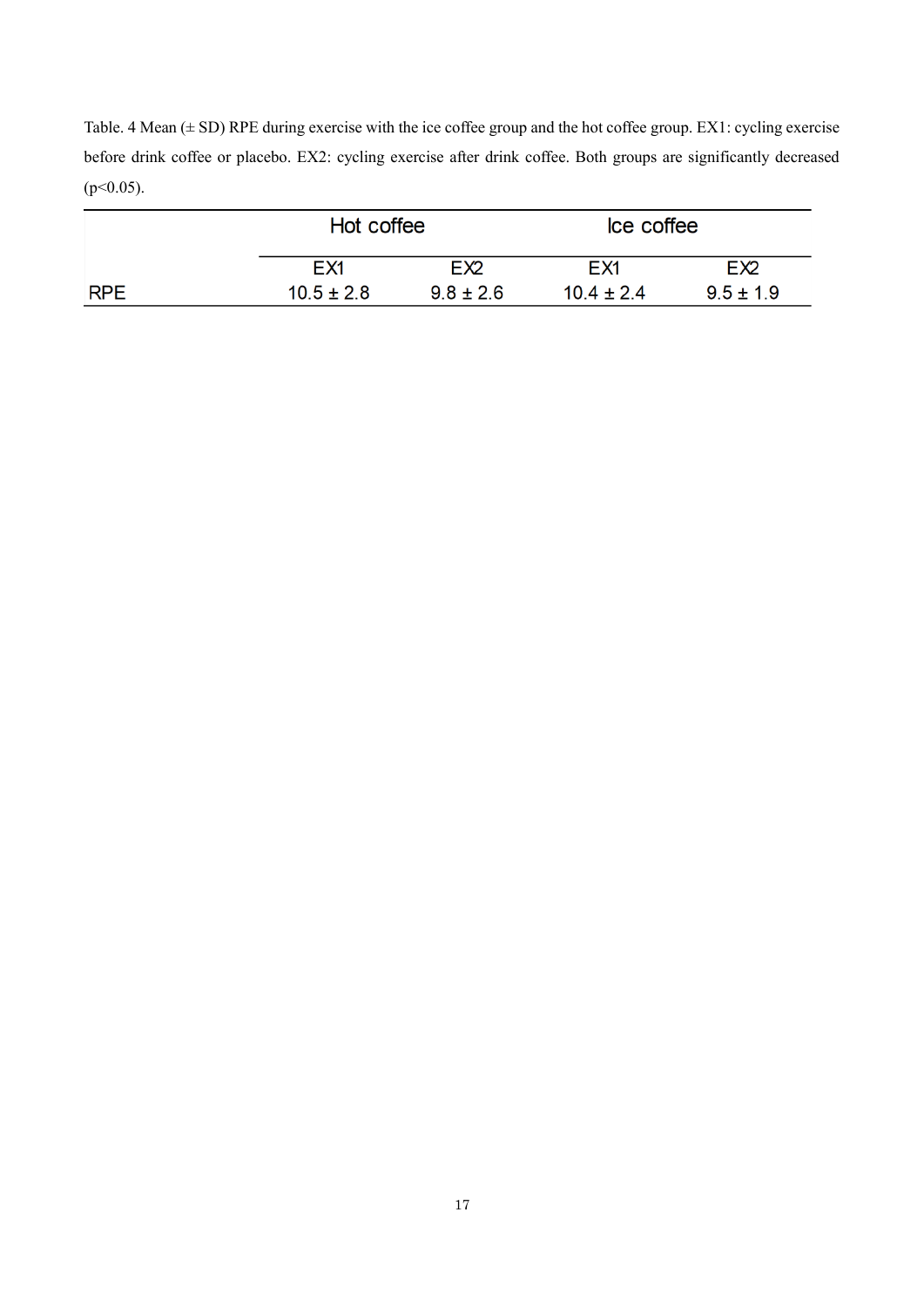Table. 4 Mean (± SD) RPE during exercise with the ice coffee group and the hot coffee group. EX1: cycling exercise before drink coffee or placebo. EX2: cycling exercise after drink coffee. Both groups are significantly decreased ($p<0.05$).

| | Hot coffee | | Ice coffee | |
|---|---|---|---|---|
| | EX1 | EX2 | EX1 | EX2 |
| RPE | 10.5 ± 2.8 | 9.8 ± 2.6 | 10.4 ± 2.4 | 9.5 ± 1.9 |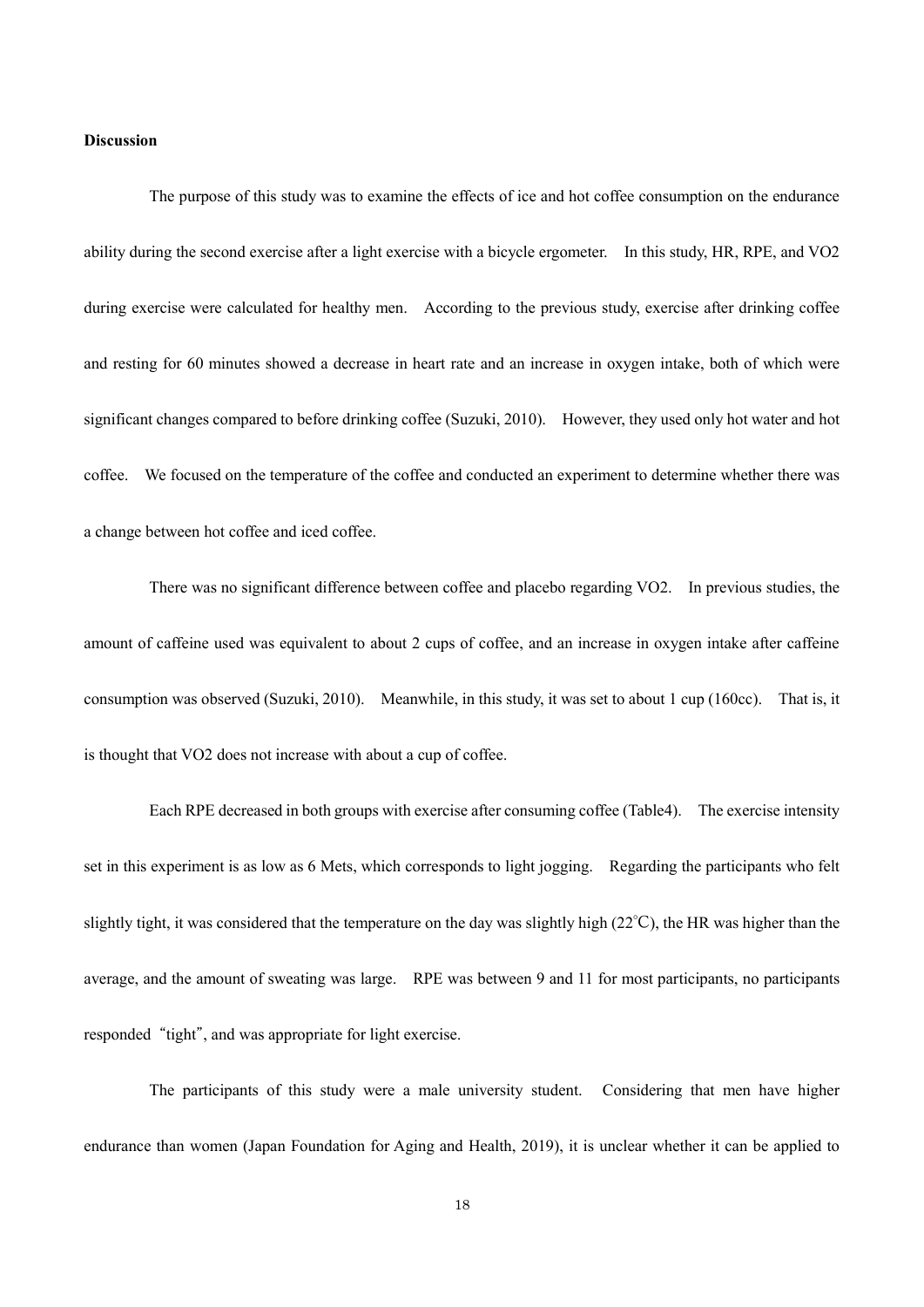**Discussion**

The purpose of this study was to examine the effects of ice and hot coffee consumption on the endurance ability during the second exercise after a light exercise with a bicycle ergometer. In this study, HR, RPE, and VO2 during exercise were calculated for healthy men. According to the previous study, exercise after drinking coffee and resting for 60 minutes showed a decrease in heart rate and an increase in oxygen intake, both of which were significant changes compared to before drinking coffee (Suzuki, 2010). However, they used only hot water and hot coffee. We focused on the temperature of the coffee and conducted an experiment to determine whether there was a change between hot coffee and iced coffee.

There was no significant difference between coffee and placebo regarding VO2. In previous studies, the amount of caffeine used was equivalent to about 2 cups of coffee, and an increase in oxygen intake after caffeine consumption was observed (Suzuki, 2010). Meanwhile, in this study, it was set to about 1 cup (160cc). That is, it is thought that VO2 does not increase with about a cup of coffee.

Each RPE decreased in both groups with exercise after consuming coffee (Table4). The exercise intensity set in this experiment is as low as 6 Mets, which corresponds to light jogging. Regarding the participants who felt slightly tight, it was considered that the temperature on the day was slightly high (22℃), the HR was higher than the average, and the amount of sweating was large. RPE was between 9 and 11 for most participants, no participants responded "tight", and was appropriate for light exercise.

The participants of this study were a male university student. Considering that men have higher endurance than women (Japan Foundation for Aging and Health, 2019), it is unclear whether it can be applied to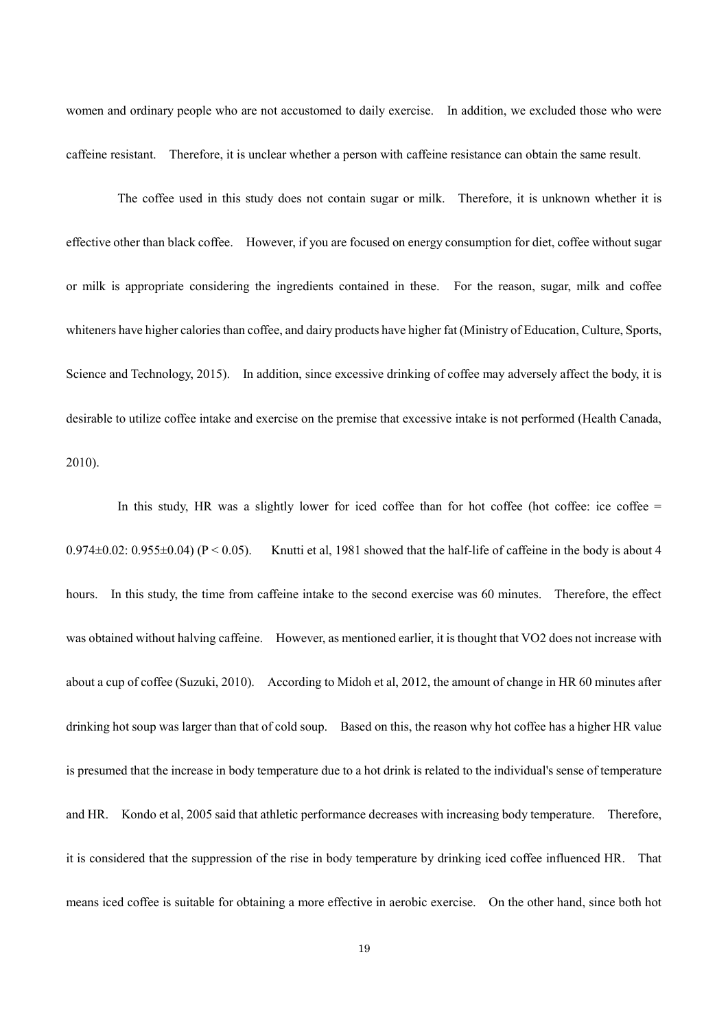women and ordinary people who are not accustomed to daily exercise. In addition, we excluded those who were caffeine resistant. Therefore, it is unclear whether a person with caffeine resistance can obtain the same result.

The coffee used in this study does not contain sugar or milk. Therefore, it is unknown whether it is effective other than black coffee. However, if you are focused on energy consumption for diet, coffee without sugar or milk is appropriate considering the ingredients contained in these. For the reason, sugar, milk and coffee whiteners have higher calories than coffee, and dairy products have higher fat (Ministry of Education, Culture, Sports, Science and Technology, 2015). In addition, since excessive drinking of coffee may adversely affect the body, it is desirable to utilize coffee intake and exercise on the premise that excessive intake is not performed (Health Canada, 2010).

In this study, HR was a slightly lower for iced coffee than for hot coffee (hot coffee: ice coffee = 0.974±0.02: 0.955±0.04) ($P < 0.05$). Knutti et al, 1981 showed that the half-life of caffeine in the body is about 4 hours. In this study, the time from caffeine intake to the second exercise was 60 minutes. Therefore, the effect was obtained without halving caffeine. However, as mentioned earlier, it is thought that VO2 does not increase with about a cup of coffee (Suzuki, 2010). According to Midoh et al, 2012, the amount of change in HR 60 minutes after drinking hot soup was larger than that of cold soup. Based on this, the reason why hot coffee has a higher HR value is presumed that the increase in body temperature due to a hot drink is related to the individual's sense of temperature and HR. Kondo et al, 2005 said that athletic performance decreases with increasing body temperature. Therefore, it is considered that the suppression of the rise in body temperature by drinking iced coffee influenced HR. That means iced coffee is suitable for obtaining a more effective in aerobic exercise. On the other hand, since both hot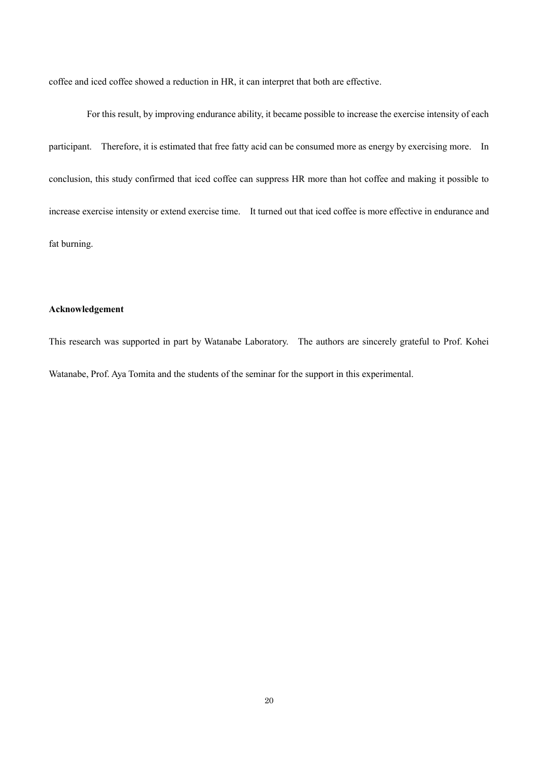coffee and iced coffee showed a reduction in HR, it can interpret that both are effective.

For this result, by improving endurance ability, it became possible to increase the exercise intensity of each participant. Therefore, it is estimated that free fatty acid can be consumed more as energy by exercising more. In conclusion, this study confirmed that iced coffee can suppress HR more than hot coffee and making it possible to increase exercise intensity or extend exercise time. It turned out that iced coffee is more effective in endurance and fat burning.

**Acknowledgement**

This research was supported in part by Watanabe Laboratory. The authors are sincerely grateful to Prof. Kohei Watanabe, Prof. Aya Tomita and the students of the seminar for the support in this experimental.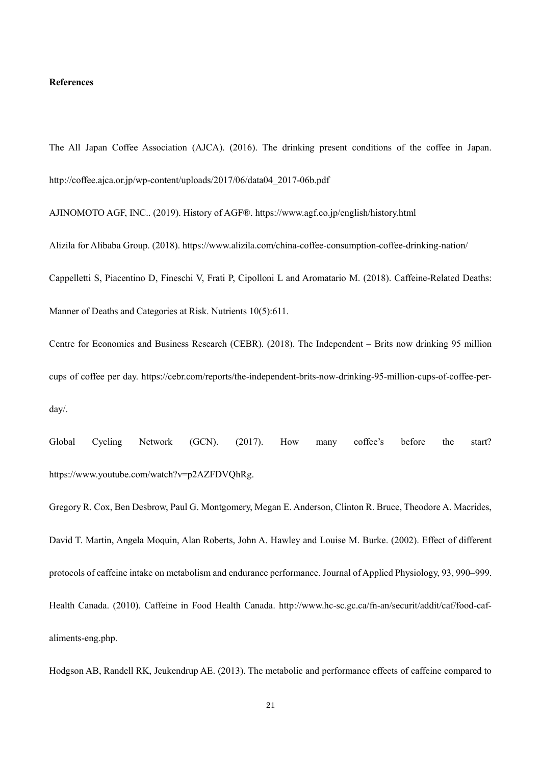**References**

The All Japan Coffee Association (AJCA). (2016). The drinking present conditions of the coffee in Japan. http://coffee.ajca.or.jp/wp-content/uploads/2017/06/data04_2017-06b.pdf

AJINOMOTO AGF, INC.. (2019). History of AGF®. https://www.agf.co.jp/english/history.html

Alizila for Alibaba Group. (2018). https://www.alizila.com/china-coffee-consumption-coffee-drinking-nation/

Cappelletti S, Piacentino D, Fineschi V, Frati P, Cipolloni L and Aromatario M. (2018). Caffeine-Related Deaths: Manner of Deaths and Categories at Risk. Nutrients 10(5):611.

Centre for Economics and Business Research (CEBR). (2018). The Independent – Brits now drinking 95 million cups of coffee per day. https://cebr.com/reports/the-independent-brits-now-drinking-95-million-cups-of-coffee-per-day/.

Global Cycling Network (GCN). (2017). How many coffee's before the start? https://www.youtube.com/watch?v=p2AZFDVQhRg.

Gregory R. Cox, Ben Desbrow, Paul G. Montgomery, Megan E. Anderson, Clinton R. Bruce, Theodore A. Macrides, David T. Martin, Angela Moquin, Alan Roberts, John A. Hawley and Louise M. Burke. (2002). Effect of different protocols of caffeine intake on metabolism and endurance performance. Journal of Applied Physiology, 93, 990–999.

Health Canada. (2010). Caffeine in Food Health Canada. http://www.hc-sc.gc.ca/fn-an/securit/addit/caf/food-caf-aliments-eng.php.

Hodgson AB, Randell RK, Jeukendrup AE. (2013). The metabolic and performance effects of caffeine compared to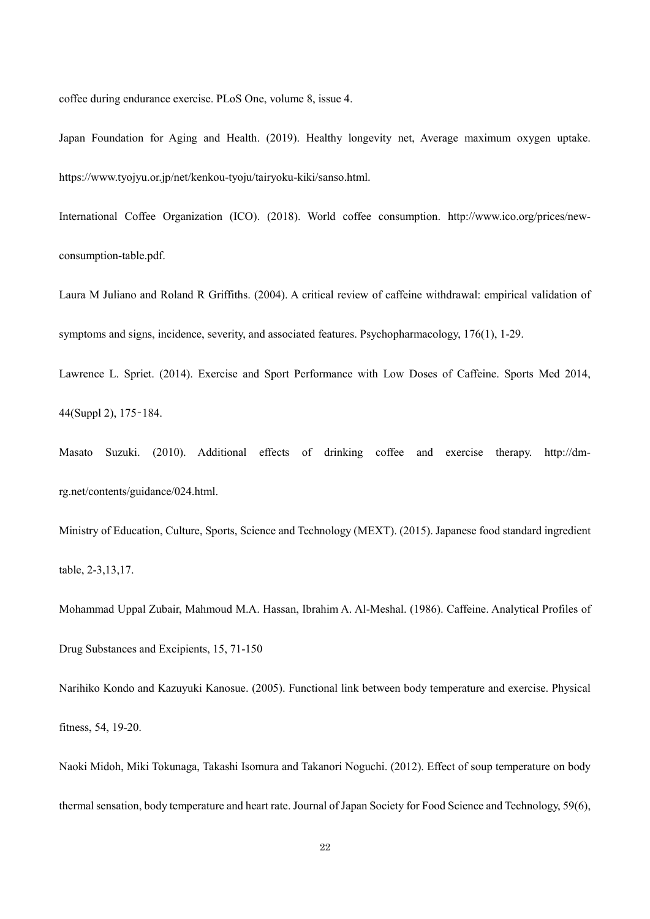coffee during endurance exercise. PLoS One, volume 8, issue 4.

Japan Foundation for Aging and Health. (2019). Healthy longevity net, Average maximum oxygen uptake. https://www.tyojyu.or.jp/net/kenkou-tyoju/tairyoku-kiki/sanso.html.

International Coffee Organization (ICO). (2018). World coffee consumption. http://www.ico.org/prices/new-consumption-table.pdf.

Laura M Juliano and Roland R Griffiths. (2004). A critical review of caffeine withdrawal: empirical validation of symptoms and signs, incidence, severity, and associated features. Psychopharmacology, 176(1), 1-29.

Lawrence L. Spriet. (2014). Exercise and Sport Performance with Low Doses of Caffeine. Sports Med 2014, 44(Suppl 2), 175–184.

Masato Suzuki. (2010). Additional effects of drinking coffee and exercise therapy. http://dm-rg.net/contents/guidance/024.html.

Ministry of Education, Culture, Sports, Science and Technology (MEXT). (2015). Japanese food standard ingredient table, 2-3,13,17.

Mohammad Uppal Zubair, Mahmoud M.A. Hassan, Ibrahim A. Al-Meshal. (1986). Caffeine. Analytical Profiles of Drug Substances and Excipients, 15, 71-150

Narihiko Kondo and Kazuyuki Kanosue. (2005). Functional link between body temperature and exercise. Physical fitness, 54, 19-20.

Naoki Midoh, Miki Tokunaga, Takashi Isomura and Takanori Noguchi. (2012). Effect of soup temperature on body thermal sensation, body temperature and heart rate. Journal of Japan Society for Food Science and Technology, 59(6),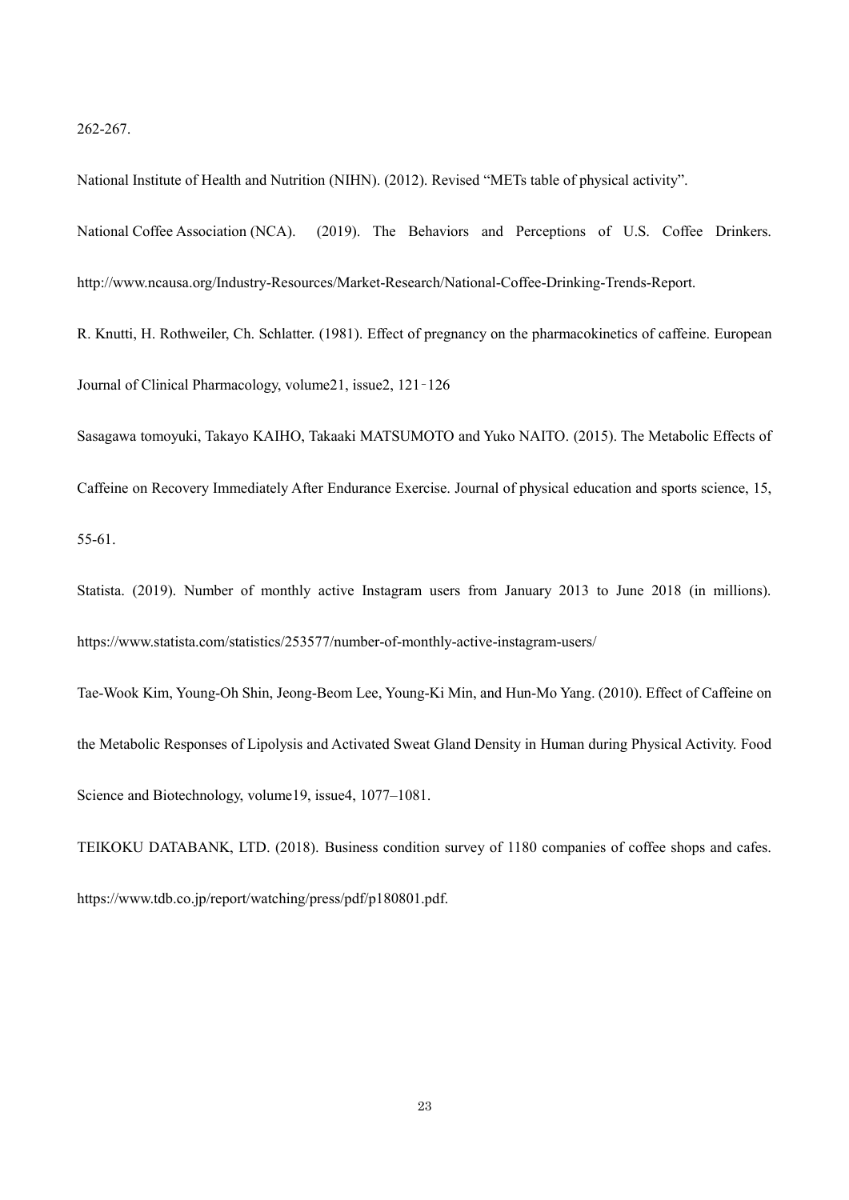262-267.

National Institute of Health and Nutrition (NIHN). (2012). Revised “METs table of physical activity”.

National Coffee Association (NCA). (2019). The Behaviors and Perceptions of U.S. Coffee Drinkers. http://www.ncausa.org/Industry-Resources/Market-Research/National-Coffee-Drinking-Trends-Report.

R. Knutti, H. Rothweiler, Ch. Schlatter. (1981). Effect of pregnancy on the pharmacokinetics of caffeine. European Journal of Clinical Pharmacology, volume21, issue2, 121‑126

Sasagawa tomoyuki, Takayo KAIHO, Takaaki MATSUMOTO and Yuko NAITO. (2015). The Metabolic Effects of Caffeine on Recovery Immediately After Endurance Exercise. Journal of physical education and sports science, 15, 55-61.

Statista. (2019). Number of monthly active Instagram users from January 2013 to June 2018 (in millions). https://www.statista.com/statistics/253577/number-of-monthly-active-instagram-users/

Tae-Wook Kim, Young-Oh Shin, Jeong-Beom Lee, Young-Ki Min, and Hun-Mo Yang. (2010). Effect of Caffeine on the Metabolic Responses of Lipolysis and Activated Sweat Gland Density in Human during Physical Activity. Food Science and Biotechnology, volume19, issue4, 1077–1081.

TEIKOKU DATABANK, LTD. (2018). Business condition survey of 1180 companies of coffee shops and cafes. https://www.tdb.co.jp/report/watching/press/pdf/p180801.pdf.